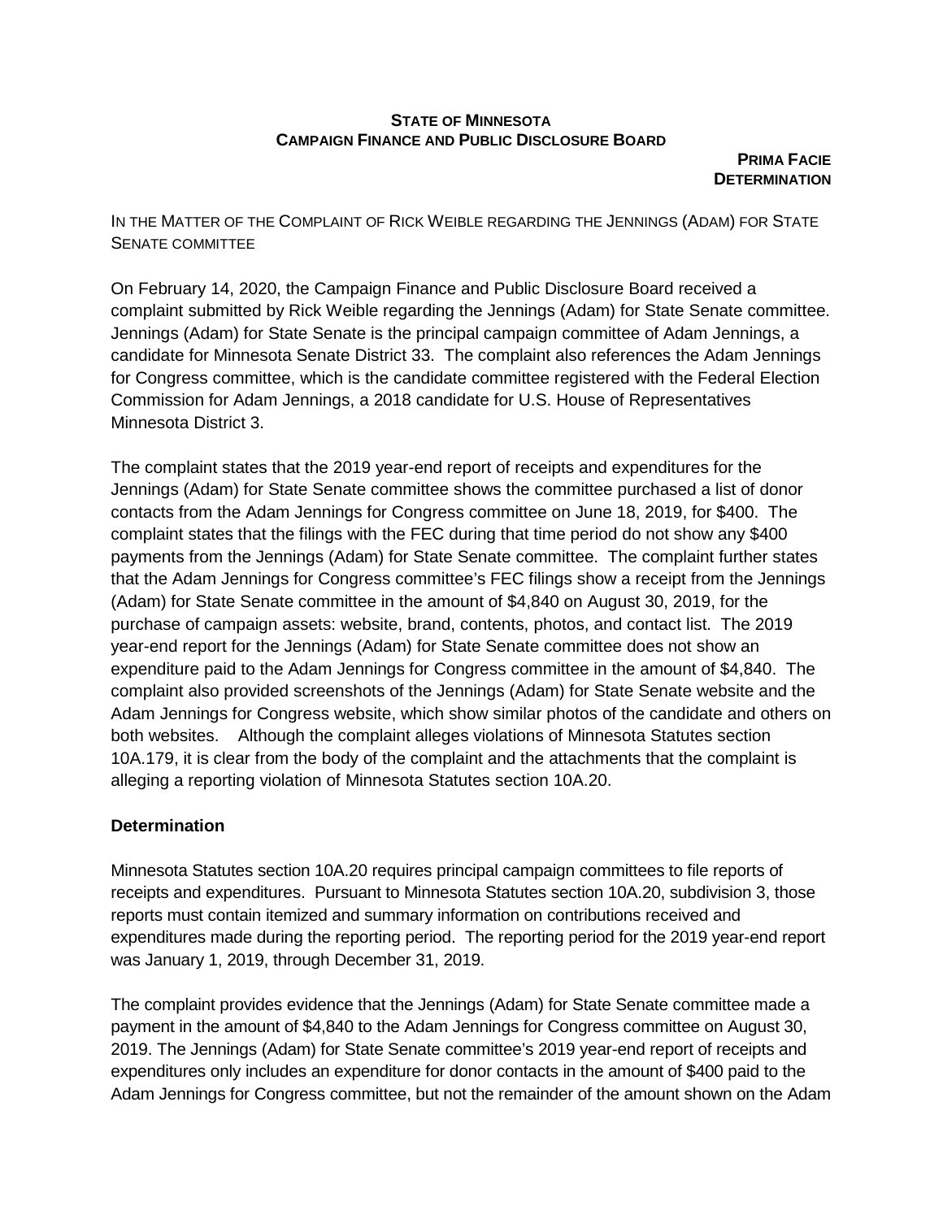**STATE OF MINNESOTA**
**CAMPAIGN FINANCE AND PUBLIC DISCLOSURE BOARD**

**PRIMA FACIE DETERMINATION**

IN THE MATTER OF THE COMPLAINT OF RICK WEIBLE REGARDING THE JENNINGS (ADAM) FOR STATE SENATE COMMITTEE

On February 14, 2020, the Campaign Finance and Public Disclosure Board received a complaint submitted by Rick Weible regarding the Jennings (Adam) for State Senate committee. Jennings (Adam) for State Senate is the principal campaign committee of Adam Jennings, a candidate for Minnesota Senate District 33. The complaint also references the Adam Jennings for Congress committee, which is the candidate committee registered with the Federal Election Commission for Adam Jennings, a 2018 candidate for U.S. House of Representatives Minnesota District 3.

The complaint states that the 2019 year-end report of receipts and expenditures for the Jennings (Adam) for State Senate committee shows the committee purchased a list of donor contacts from the Adam Jennings for Congress committee on June 18, 2019, for $400. The complaint states that the filings with the FEC during that time period do not show any $400 payments from the Jennings (Adam) for State Senate committee. The complaint further states that the Adam Jennings for Congress committee's FEC filings show a receipt from the Jennings (Adam) for State Senate committee in the amount of $4,840 on August 30, 2019, for the purchase of campaign assets: website, brand, contents, photos, and contact list. The 2019 year-end report for the Jennings (Adam) for State Senate committee does not show an expenditure paid to the Adam Jennings for Congress committee in the amount of $4,840. The complaint also provided screenshots of the Jennings (Adam) for State Senate website and the Adam Jennings for Congress website, which show similar photos of the candidate and others on both websites. Although the complaint alleges violations of Minnesota Statutes section 10A.179, it is clear from the body of the complaint and the attachments that the complaint is alleging a reporting violation of Minnesota Statutes section 10A.20.

## Determination

Minnesota Statutes section 10A.20 requires principal campaign committees to file reports of receipts and expenditures. Pursuant to Minnesota Statutes section 10A.20, subdivision 3, those reports must contain itemized and summary information on contributions received and expenditures made during the reporting period. The reporting period for the 2019 year-end report was January 1, 2019, through December 31, 2019.

The complaint provides evidence that the Jennings (Adam) for State Senate committee made a payment in the amount of $4,840 to the Adam Jennings for Congress committee on August 30, 2019. The Jennings (Adam) for State Senate committee's 2019 year-end report of receipts and expenditures only includes an expenditure for donor contacts in the amount of $400 paid to the Adam Jennings for Congress committee, but not the remainder of the amount shown on the Adam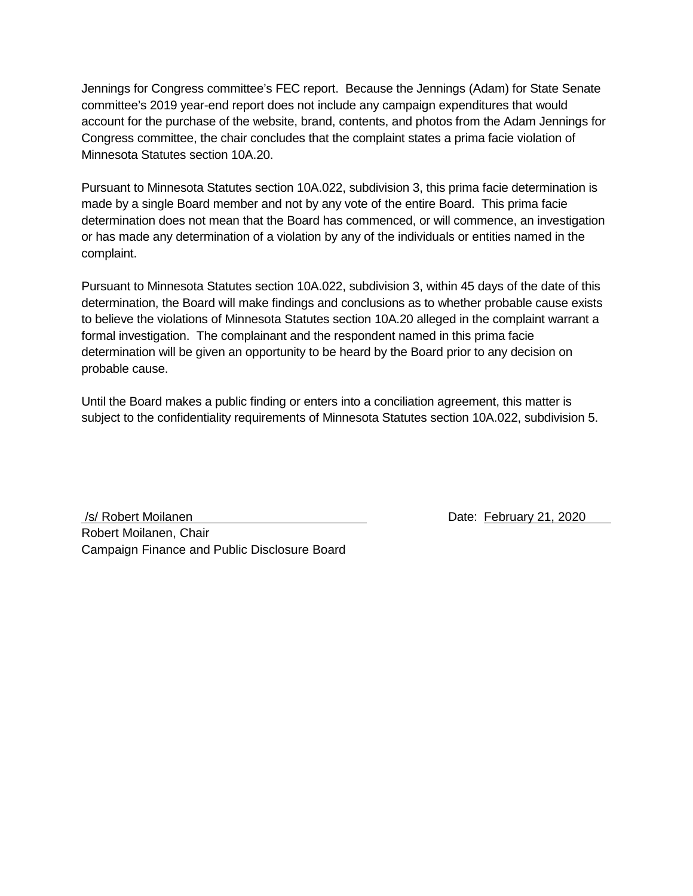Jennings for Congress committee's FEC report. Because the Jennings (Adam) for State Senate committee's 2019 year-end report does not include any campaign expenditures that would account for the purchase of the website, brand, contents, and photos from the Adam Jennings for Congress committee, the chair concludes that the complaint states a prima facie violation of Minnesota Statutes section 10A.20.

Pursuant to Minnesota Statutes section 10A.022, subdivision 3, this prima facie determination is made by a single Board member and not by any vote of the entire Board. This prima facie determination does not mean that the Board has commenced, or will commence, an investigation or has made any determination of a violation by any of the individuals or entities named in the complaint.

Pursuant to Minnesota Statutes section 10A.022, subdivision 3, within 45 days of the date of this determination, the Board will make findings and conclusions as to whether probable cause exists to believe the violations of Minnesota Statutes section 10A.20 alleged in the complaint warrant a formal investigation. The complainant and the respondent named in this prima facie determination will be given an opportunity to be heard by the Board prior to any decision on probable cause.

Until the Board makes a public finding or enters into a conciliation agreement, this matter is subject to the confidentiality requirements of Minnesota Statutes section 10A.022, subdivision 5.

/s/ Robert Moilanen　　　　　　　　　　　Date: February 21, 2020

Robert Moilanen, Chair
Campaign Finance and Public Disclosure Board